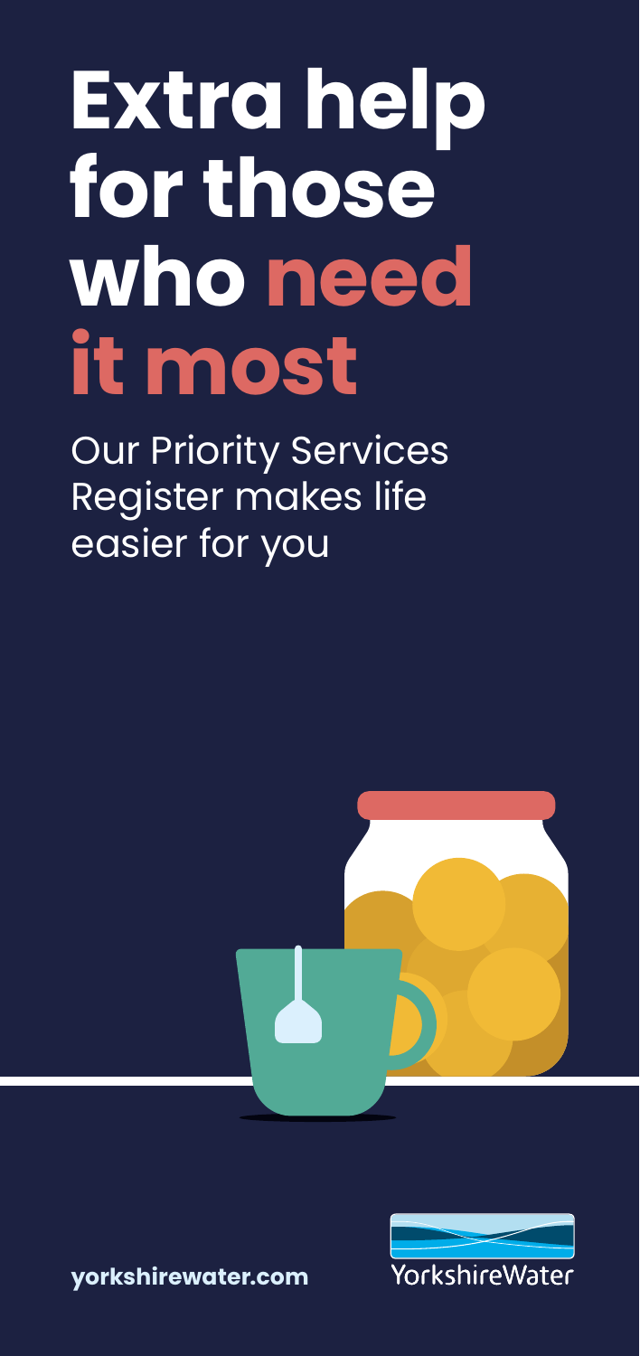# Extra help for those who need it most

Our Priority Services Register makes life easier for you

yorkshirewater.com

YorkshireWater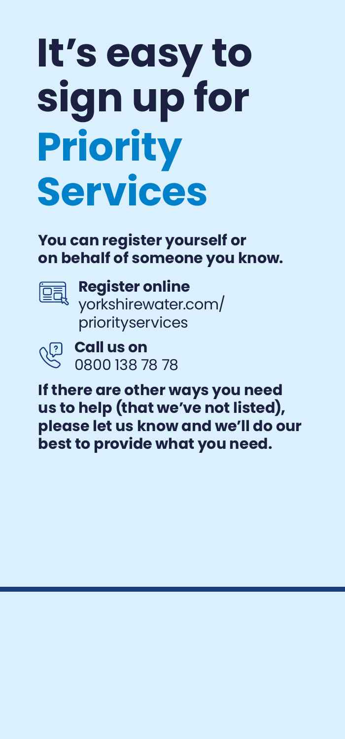# It's easy to sign up for Priority Services

**You can register yourself or on behalf of someone you know.**

**Register online**
yorkshirewater.com/priorityservices

**Call us on**
0800 138 78 78

**If there are other ways you need us to help (that we've not listed), please let us know and we'll do our best to provide what you need.**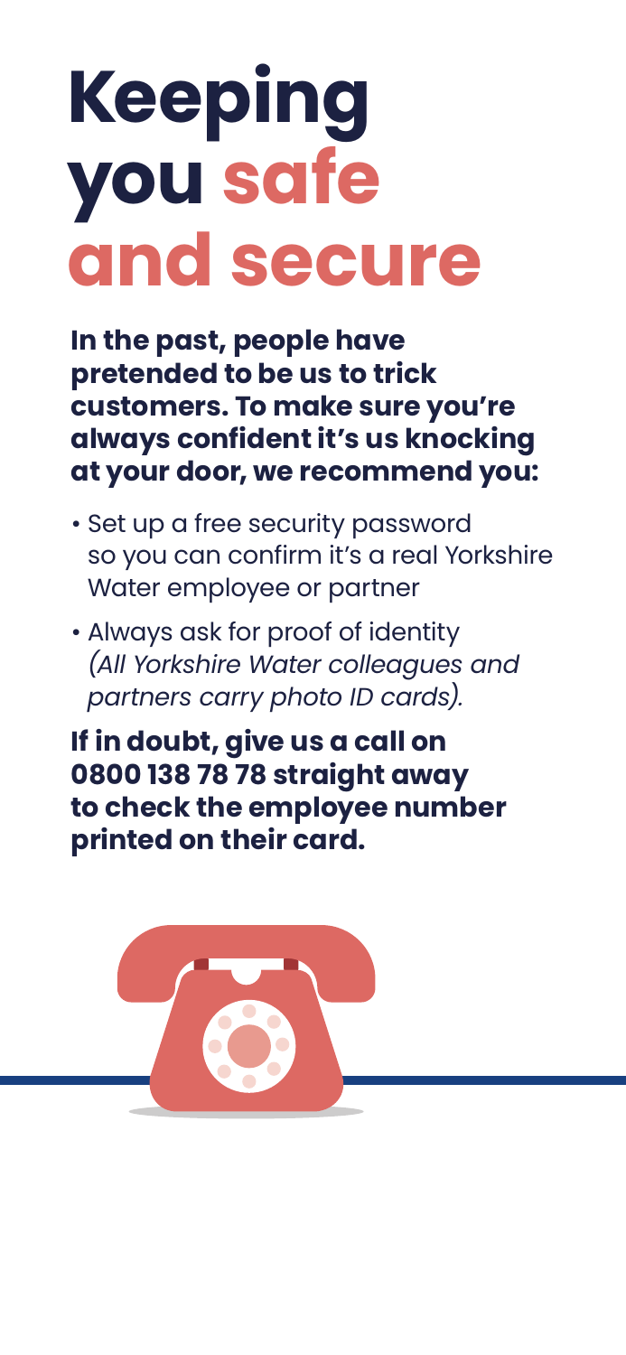# Keeping you safe and secure

**In the past, people have pretended to be us to trick customers. To make sure you're always confident it's us knocking at your door, we recommend you:**

- Set up a free security password so you can confirm it's a real Yorkshire Water employee or partner
- Always ask for proof of identity *(All Yorkshire Water colleagues and partners carry photo ID cards).*

**If in doubt, give us a call on 0800 138 78 78 straight away to check the employee number printed on their card.**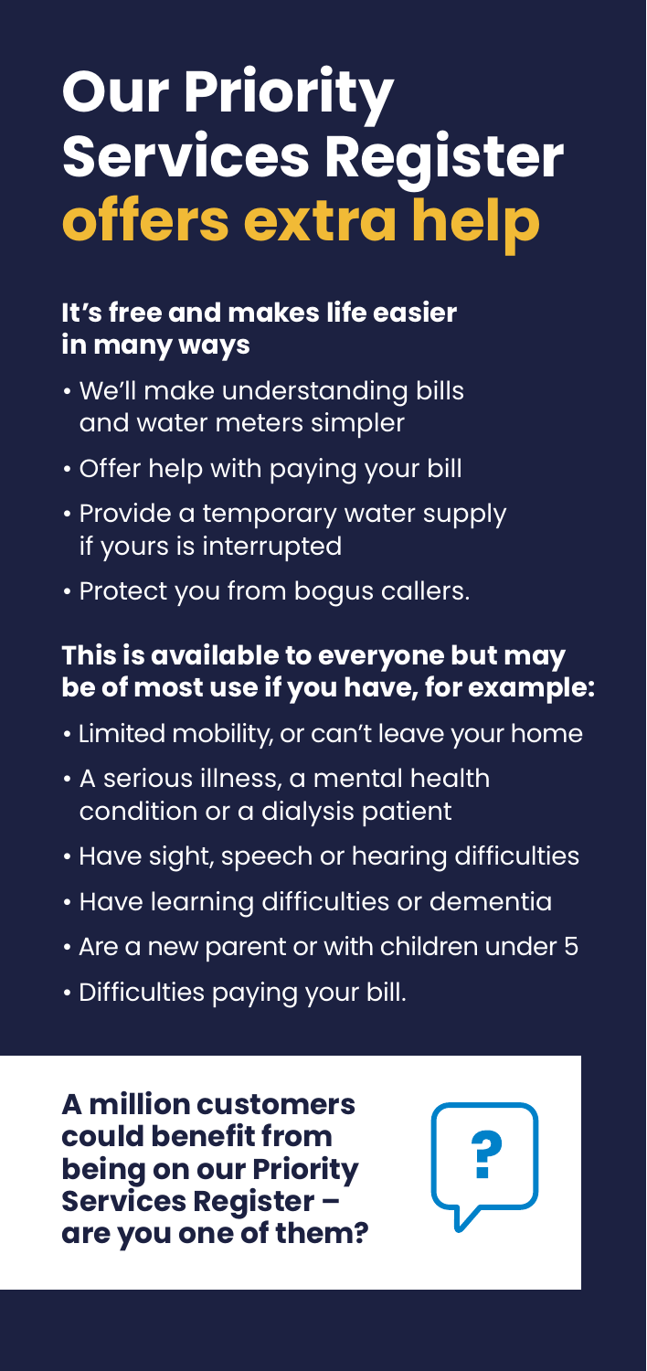# Our Priority Services Register offers extra help

### It's free and makes life easier in many ways

- We'll make understanding bills and water meters simpler
- Offer help with paying your bill
- Provide a temporary water supply if yours is interrupted
- Protect you from bogus callers.

### This is available to everyone but may be of most use if you have, for example:

- Limited mobility, or can't leave your home
- A serious illness, a mental health condition or a dialysis patient
- Have sight, speech or hearing difficulties
- Have learning difficulties or dementia
- Are a new parent or with children under 5
- Difficulties paying your bill.

**A million customers could benefit from being on our Priority Services Register – are you one of them?**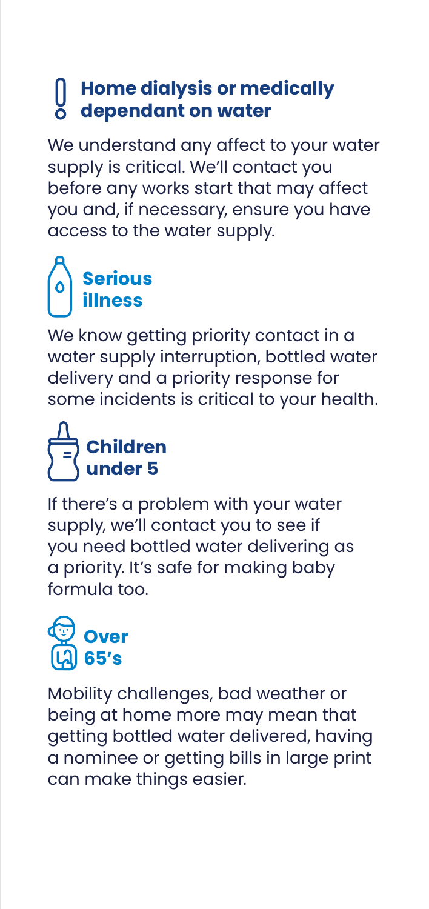## Home dialysis or medically dependant on water

We understand any affect to your water supply is critical. We'll contact you before any works start that may affect you and, if necessary, ensure you have access to the water supply.

## Serious illness

We know getting priority contact in a water supply interruption, bottled water delivery and a priority response for some incidents is critical to your health.

## Children under 5

If there's a problem with your water supply, we'll contact you to see if you need bottled water delivering as a priority. It's safe for making baby formula too.

## Over 65's

Mobility challenges, bad weather or being at home more may mean that getting bottled water delivered, having a nominee or getting bills in large print can make things easier.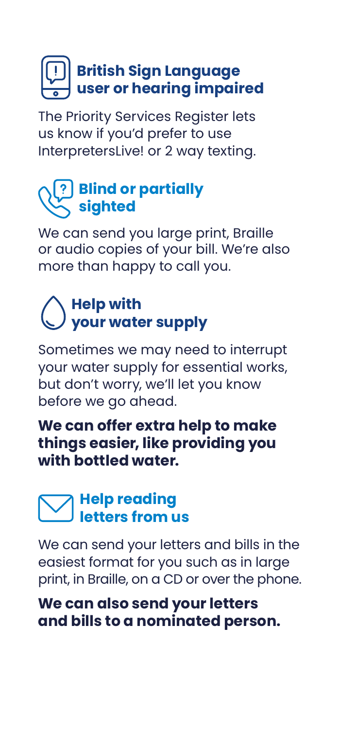## British Sign Language user or hearing impaired

The Priority Services Register lets us know if you'd prefer to use InterpretersLive! or 2 way texting.

## Blind or partially sighted

We can send you large print, Braille or audio copies of your bill. We're also more than happy to call you.

## Help with your water supply

Sometimes we may need to interrupt your water supply for essential works, but don't worry, we'll let you know before we go ahead.

**We can offer extra help to make things easier, like providing you with bottled water.**

## Help reading letters from us

We can send your letters and bills in the easiest format for you such as in large print, in Braille, on a CD or over the phone.

**We can also send your letters and bills to a nominated person.**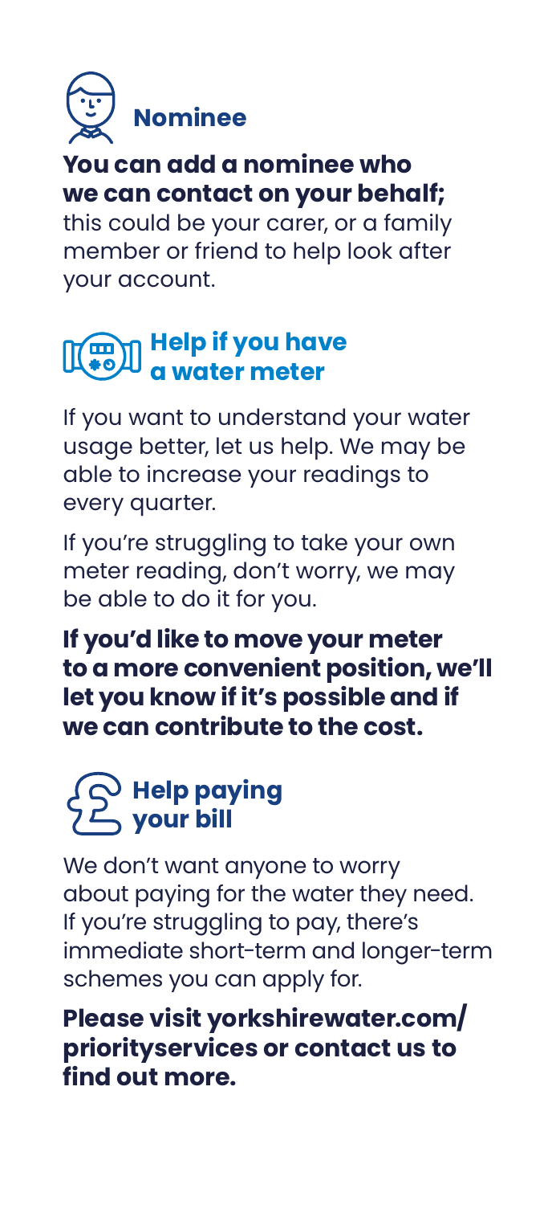## Nominee

**You can add a nominee who we can contact on your behalf;** this could be your carer, or a family member or friend to help look after your account.

## Help if you have a water meter

If you want to understand your water usage better, let us help. We may be able to increase your readings to every quarter.

If you're struggling to take your own meter reading, don't worry, we may be able to do it for you.

**If you'd like to move your meter to a more convenient position, we'll let you know if it's possible and if we can contribute to the cost.**

## Help paying your bill

We don't want anyone to worry about paying for the water they need. If you're struggling to pay, there's immediate short-term and longer-term schemes you can apply for.

**Please visit yorkshirewater.com/priorityservices or contact us to find out more.**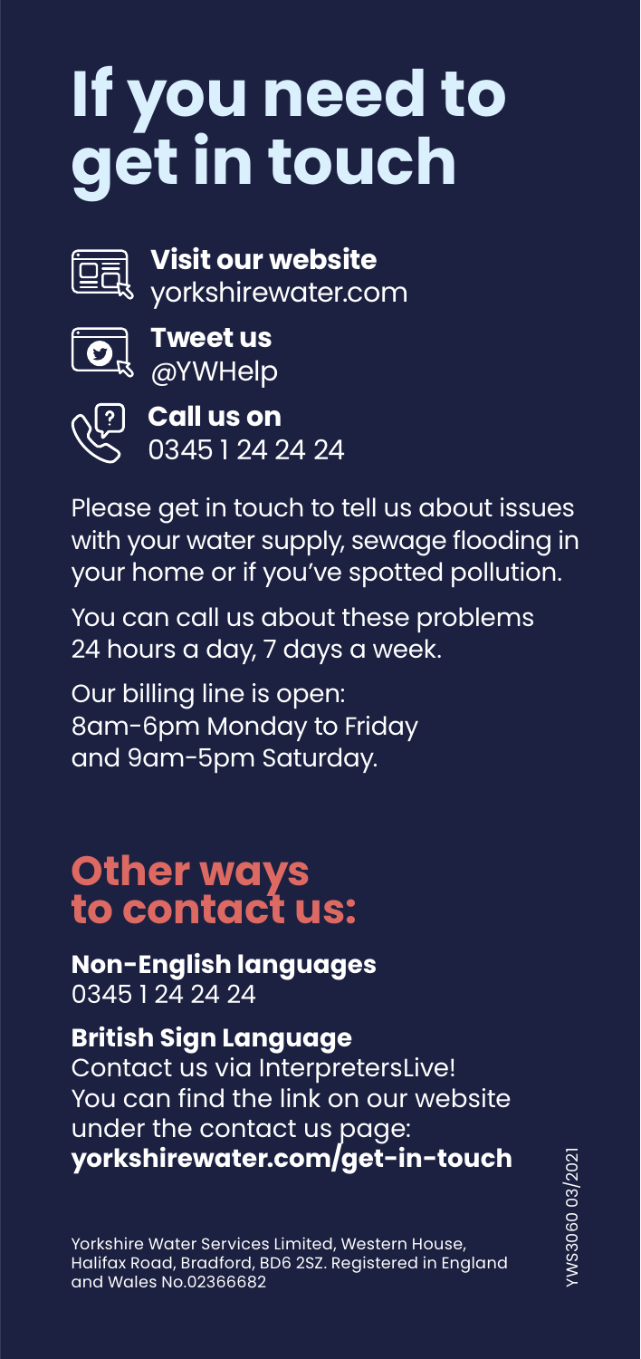# If you need to get in touch

**Visit our website**
yorkshirewater.com

**Tweet us**
@YWHelp

**Call us on**
0345 1 24 24 24

Please get in touch to tell us about issues with your water supply, sewage flooding in your home or if you've spotted pollution.

You can call us about these problems 24 hours a day, 7 days a week.

Our billing line is open:
8am-6pm Monday to Friday
and 9am-5pm Saturday.

## Other ways to contact us:

**Non-English languages**
0345 1 24 24 24

**British Sign Language**
Contact us via InterpretersLive!
You can find the link on our website under the contact us page:
**yorkshirewater.com/get-in-touch**

Yorkshire Water Services Limited, Western House, Halifax Road, Bradford, BD6 2SZ. Registered in England and Wales No.02366682

YWS3060 03/2021